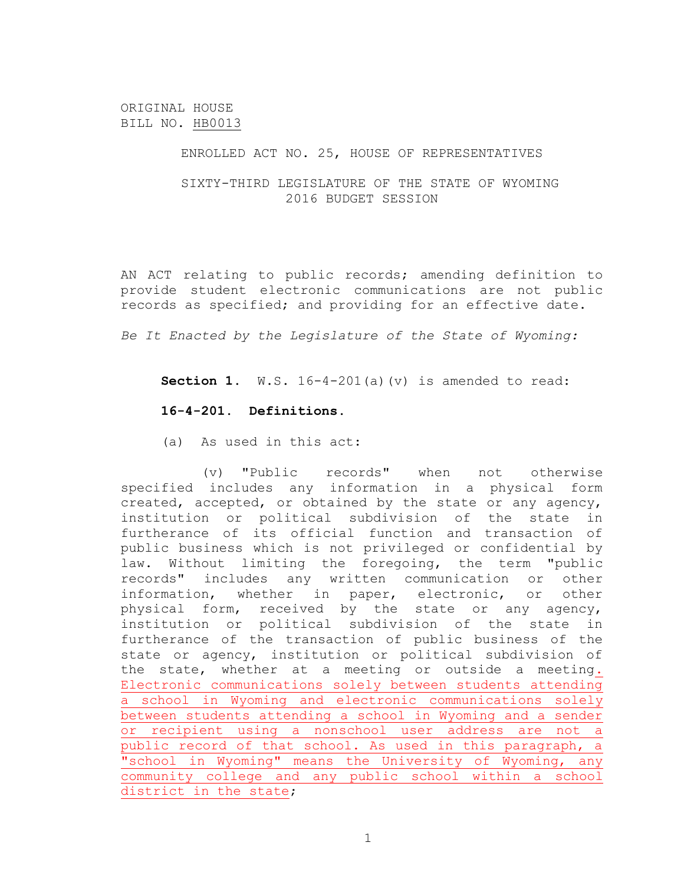ORIGINAL HOUSE
BILL NO. HB0013

ENROLLED ACT NO. 25, HOUSE OF REPRESENTATIVES

SIXTY-THIRD LEGISLATURE OF THE STATE OF WYOMING
2016 BUDGET SESSION

AN ACT relating to public records; amending definition to provide student electronic communications are not public records as specified; and providing for an effective date.

*Be It Enacted by the Legislature of the State of Wyoming:*

**Section 1.** W.S. 16-4-201(a)(v) is amended to read:

**16-4-201. Definitions.**

(a) As used in this act:

(v) "Public records" when not otherwise specified includes any information in a physical form created, accepted, or obtained by the state or any agency, institution or political subdivision of the state in furtherance of its official function and transaction of public business which is not privileged or confidential by law. Without limiting the foregoing, the term "public records" includes any written communication or other information, whether in paper, electronic, or other physical form, received by the state or any agency, institution or political subdivision of the state in furtherance of the transaction of public business of the state or agency, institution or political subdivision of the state, whether at a meeting or outside a meeting<u>. Electronic communications solely between students attending a school in Wyoming and electronic communications solely between students attending a school in Wyoming and a sender or recipient using a nonschool user address are not a public record of that school. As used in this paragraph, a "school in Wyoming" means the University of Wyoming, any community college and any public school within a school district in the state</u>;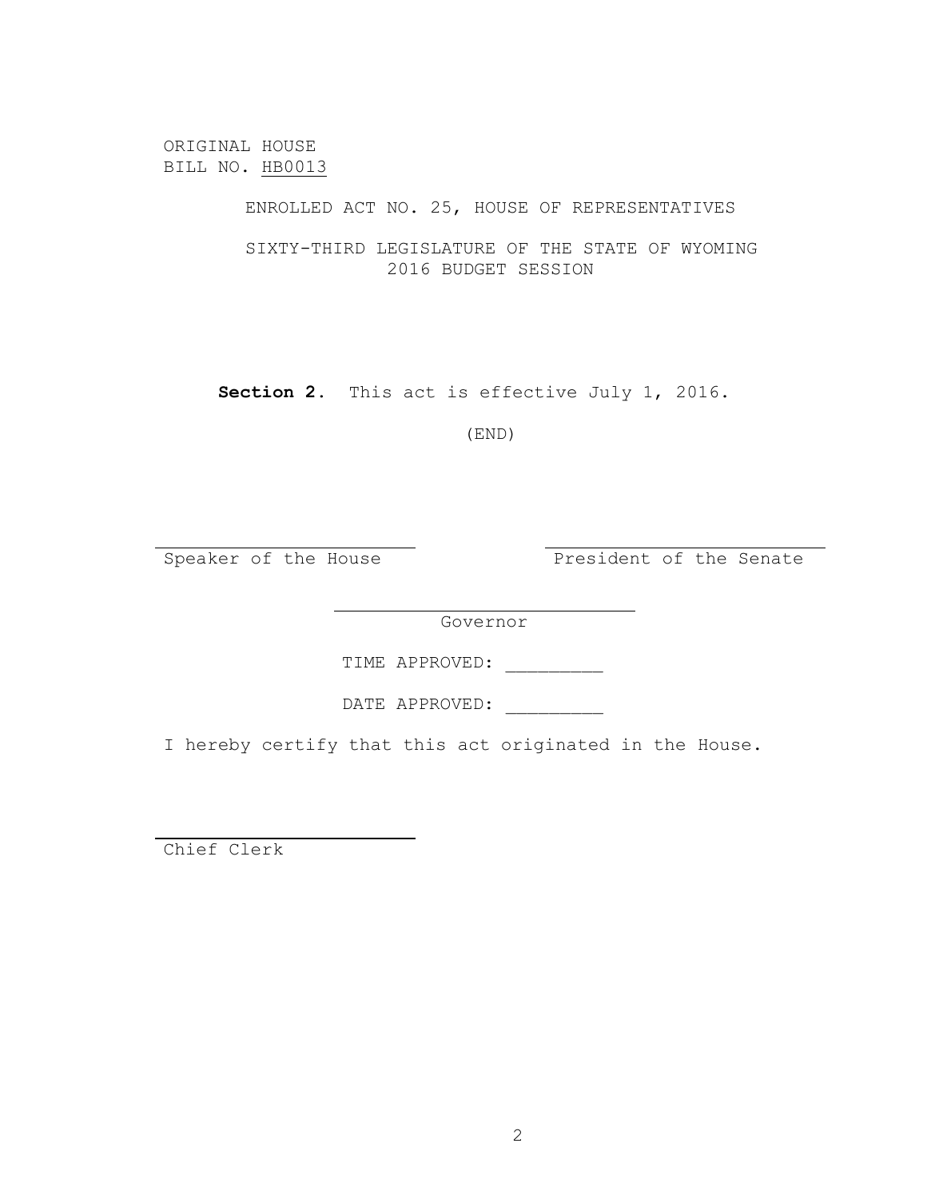ORIGINAL HOUSE
BILL NO. HB0013

ENROLLED ACT NO. 25, HOUSE OF REPRESENTATIVES

SIXTY-THIRD LEGISLATURE OF THE STATE OF WYOMING
2016 BUDGET SESSION

**Section 2**. This act is effective July 1, 2016.

(END)

\_\_\_\_\_\_\_\_\_\_\_\_\_\_\_\_\_\_\_\_\_\_\_\_\_\_
Speaker of the House

\_\_\_\_\_\_\_\_\_\_\_\_\_\_\_\_\_\_\_\_\_\_\_\_\_\_
President of the Senate

\_\_\_\_\_\_\_\_\_\_\_\_\_\_\_\_\_\_\_\_\_\_\_\_\_\_
Governor

TIME APPROVED: _________

DATE APPROVED: _________

I hereby certify that this act originated in the House.

\_\_\_\_\_\_\_\_\_\_\_\_\_\_\_\_\_\_\_\_\_\_\_\_\_\_
Chief Clerk